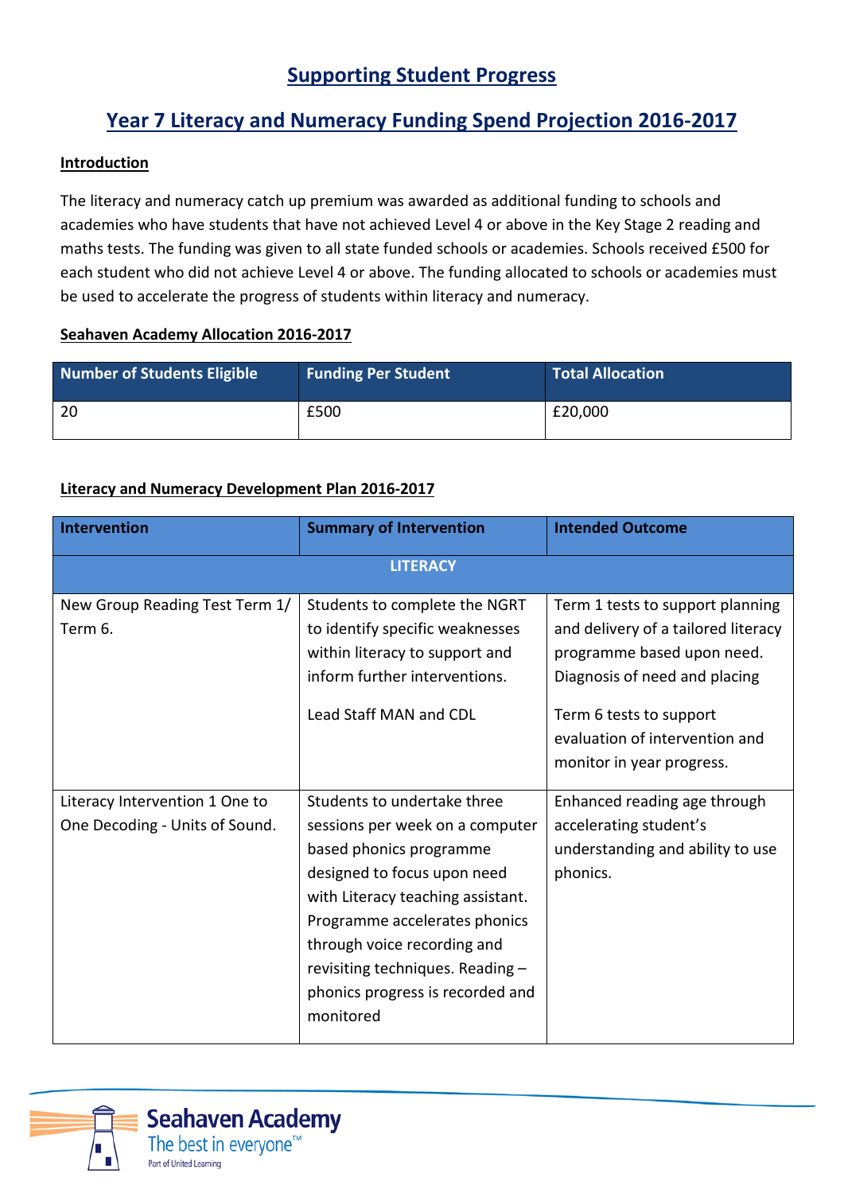# Supporting Student Progress

## Year 7 Literacy and Numeracy Funding Spend Projection 2016-2017

### Introduction

The literacy and numeracy catch up premium was awarded as additional funding to schools and academies who have students that have not achieved Level 4 or above in the Key Stage 2 reading and maths tests. The funding was given to all state funded schools or academies. Schools received £500 for each student who did not achieve Level 4 or above. The funding allocated to schools or academies must be used to accelerate the progress of students within literacy and numeracy.

### Seahaven Academy Allocation 2016-2017

| Number of Students Eligible | Funding Per Student | Total Allocation |
|---|---|---|
| 20 | £500 | £20,000 |

### Literacy and Numeracy Development Plan 2016-2017

| Intervention | Summary of Intervention | Intended Outcome |
|---|---|---|
| **LITERACY** | | |
| New Group Reading Test Term 1/ Term 6. | Students to complete the NGRT to identify specific weaknesses within literacy to support and inform further interventions.<br><br>Lead Staff MAN and CDL | Term 1 tests to support planning and delivery of a tailored literacy programme based upon need. Diagnosis of need and placing<br><br>Term 6 tests to support evaluation of intervention and monitor in year progress. |
| Literacy Intervention 1 One to One Decoding - Units of Sound. | Students to undertake three sessions per week on a computer based phonics programme designed to focus upon need with Literacy teaching assistant. Programme accelerates phonics through voice recording and revisiting techniques. Reading – phonics progress is recorded and monitored | Enhanced reading age through accelerating student's understanding and ability to use phonics. |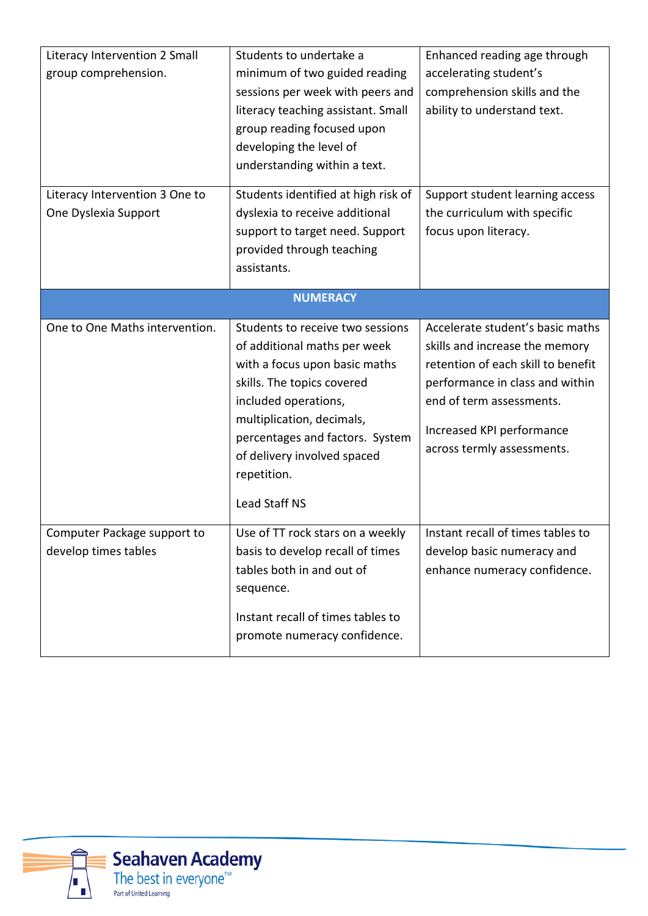| | | |
|---|---|---|
| Literacy Intervention 2 Small group comprehension. | Students to undertake a minimum of two guided reading sessions per week with peers and literacy teaching assistant. Small group reading focused upon developing the level of understanding within a text. | Enhanced reading age through accelerating student's comprehension skills and the ability to understand text. |
| Literacy Intervention 3 One to One Dyslexia Support | Students identified at high risk of dyslexia to receive additional support to target need. Support provided through teaching assistants. | Support student learning access the curriculum with specific focus upon literacy. |
| **NUMERACY** | | |
| One to One Maths intervention. | Students to receive two sessions of additional maths per week with a focus upon basic maths skills. The topics covered included operations, multiplication, decimals, percentages and factors. System of delivery involved spaced repetition.<br><br>Lead Staff NS | Accelerate student's basic maths skills and increase the memory retention of each skill to benefit performance in class and within end of term assessments.<br><br>Increased KPI performance across termly assessments. |
| Computer Package support to develop times tables | Use of TT rock stars on a weekly basis to develop recall of times tables both in and out of sequence.<br><br>Instant recall of times tables to promote numeracy confidence. | Instant recall of times tables to develop basic numeracy and enhance numeracy confidence. |